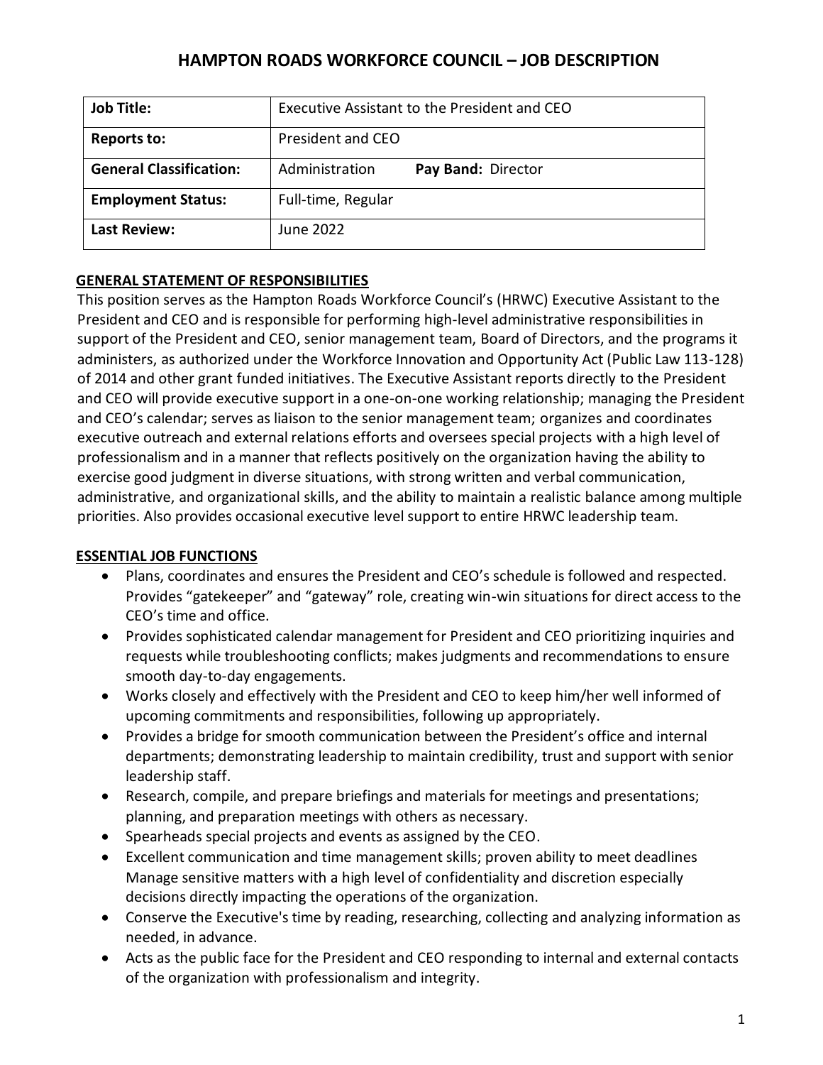# HAMPTON ROADS WORKFORCE COUNCIL – JOB DESCRIPTION

| **Job Title:** | Executive Assistant to the President and CEO |
|---|---|
| **Reports to:** | President and CEO |
| **General Classification:** | Administration **Pay Band:** Director |
| **Employment Status:** | Full-time, Regular |
| **Last Review:** | June 2022 |

## GENERAL STATEMENT OF RESPONSIBILITIES

This position serves as the Hampton Roads Workforce Council's (HRWC) Executive Assistant to the President and CEO and is responsible for performing high-level administrative responsibilities in support of the President and CEO, senior management team, Board of Directors, and the programs it administers, as authorized under the Workforce Innovation and Opportunity Act (Public Law 113-128) of 2014 and other grant funded initiatives. The Executive Assistant reports directly to the President and CEO will provide executive support in a one-on-one working relationship; managing the President and CEO's calendar; serves as liaison to the senior management team; organizes and coordinates executive outreach and external relations efforts and oversees special projects with a high level of professionalism and in a manner that reflects positively on the organization having the ability to exercise good judgment in diverse situations, with strong written and verbal communication, administrative, and organizational skills, and the ability to maintain a realistic balance among multiple priorities. Also provides occasional executive level support to entire HRWC leadership team.

## ESSENTIAL JOB FUNCTIONS

- Plans, coordinates and ensures the President and CEO's schedule is followed and respected. Provides "gatekeeper" and "gateway" role, creating win-win situations for direct access to the CEO's time and office.
- Provides sophisticated calendar management for President and CEO prioritizing inquiries and requests while troubleshooting conflicts; makes judgments and recommendations to ensure smooth day-to-day engagements.
- Works closely and effectively with the President and CEO to keep him/her well informed of upcoming commitments and responsibilities, following up appropriately.
- Provides a bridge for smooth communication between the President's office and internal departments; demonstrating leadership to maintain credibility, trust and support with senior leadership staff.
- Research, compile, and prepare briefings and materials for meetings and presentations; planning, and preparation meetings with others as necessary.
- Spearheads special projects and events as assigned by the CEO.
- Excellent communication and time management skills; proven ability to meet deadlines Manage sensitive matters with a high level of confidentiality and discretion especially decisions directly impacting the operations of the organization.
- Conserve the Executive's time by reading, researching, collecting and analyzing information as needed, in advance.
- Acts as the public face for the President and CEO responding to internal and external contacts of the organization with professionalism and integrity.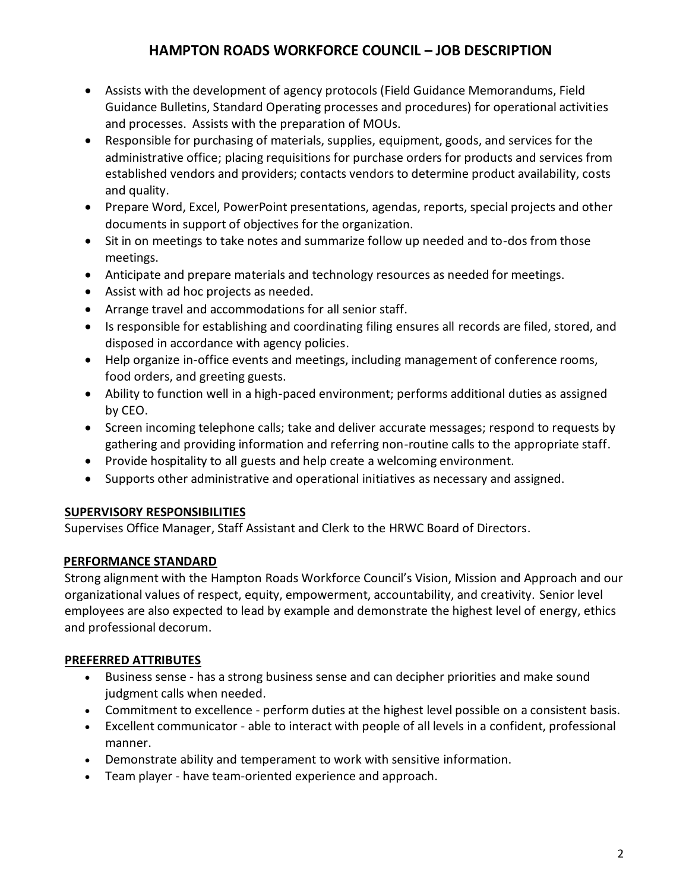- Assists with the development of agency protocols (Field Guidance Memorandums, Field Guidance Bulletins, Standard Operating processes and procedures) for operational activities and processes. Assists with the preparation of MOUs.
- Responsible for purchasing of materials, supplies, equipment, goods, and services for the administrative office; placing requisitions for purchase orders for products and services from established vendors and providers; contacts vendors to determine product availability, costs and quality.
- Prepare Word, Excel, PowerPoint presentations, agendas, reports, special projects and other documents in support of objectives for the organization.
- Sit in on meetings to take notes and summarize follow up needed and to-dos from those meetings.
- Anticipate and prepare materials and technology resources as needed for meetings.
- Assist with ad hoc projects as needed.
- Arrange travel and accommodations for all senior staff.
- Is responsible for establishing and coordinating filing ensures all records are filed, stored, and disposed in accordance with agency policies.
- Help organize in-office events and meetings, including management of conference rooms, food orders, and greeting guests.
- Ability to function well in a high-paced environment; performs additional duties as assigned by CEO.
- Screen incoming telephone calls; take and deliver accurate messages; respond to requests by gathering and providing information and referring non-routine calls to the appropriate staff.
- Provide hospitality to all guests and help create a welcoming environment.
- Supports other administrative and operational initiatives as necessary and assigned.

**SUPERVISORY RESPONSIBILITIES**

Supervises Office Manager, Staff Assistant and Clerk to the HRWC Board of Directors.

**PERFORMANCE STANDARD**

Strong alignment with the Hampton Roads Workforce Council's Vision, Mission and Approach and our organizational values of respect, equity, empowerment, accountability, and creativity. Senior level employees are also expected to lead by example and demonstrate the highest level of energy, ethics and professional decorum.

**PREFERRED ATTRIBUTES**

- Business sense - has a strong business sense and can decipher priorities and make sound judgment calls when needed.
- Commitment to excellence - perform duties at the highest level possible on a consistent basis.
- Excellent communicator - able to interact with people of all levels in a confident, professional manner.
- Demonstrate ability and temperament to work with sensitive information.
- Team player - have team-oriented experience and approach.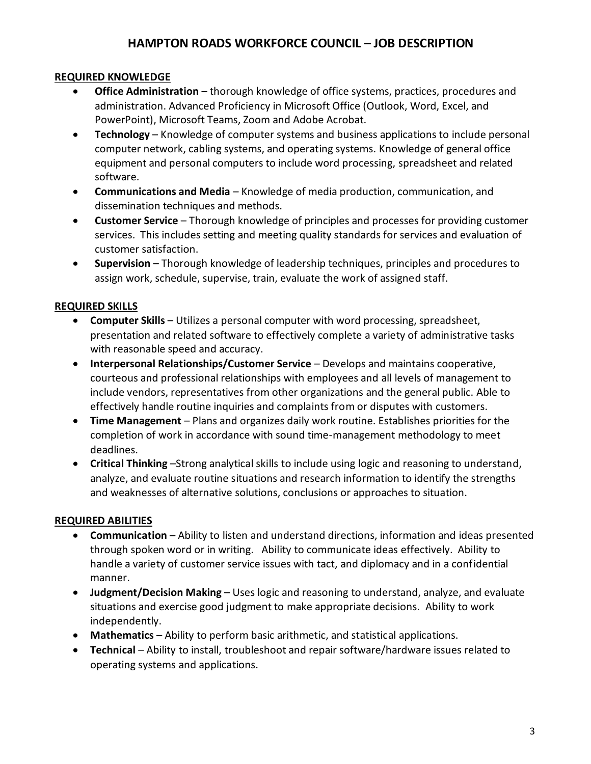# HAMPTON ROADS WORKFORCE COUNCIL – JOB DESCRIPTION

## REQUIRED KNOWLEDGE

- **Office Administration** – thorough knowledge of office systems, practices, procedures and administration. Advanced Proficiency in Microsoft Office (Outlook, Word, Excel, and PowerPoint), Microsoft Teams, Zoom and Adobe Acrobat.
- **Technology** – Knowledge of computer systems and business applications to include personal computer network, cabling systems, and operating systems. Knowledge of general office equipment and personal computers to include word processing, spreadsheet and related software.
- **Communications and Media** – Knowledge of media production, communication, and dissemination techniques and methods.
- **Customer Service** – Thorough knowledge of principles and processes for providing customer services. This includes setting and meeting quality standards for services and evaluation of customer satisfaction.
- **Supervision** – Thorough knowledge of leadership techniques, principles and procedures to assign work, schedule, supervise, train, evaluate the work of assigned staff.

## REQUIRED SKILLS

- **Computer Skills** – Utilizes a personal computer with word processing, spreadsheet, presentation and related software to effectively complete a variety of administrative tasks with reasonable speed and accuracy.
- **Interpersonal Relationships/Customer Service** – Develops and maintains cooperative, courteous and professional relationships with employees and all levels of management to include vendors, representatives from other organizations and the general public. Able to effectively handle routine inquiries and complaints from or disputes with customers.
- **Time Management** – Plans and organizes daily work routine. Establishes priorities for the completion of work in accordance with sound time-management methodology to meet deadlines.
- **Critical Thinking** –Strong analytical skills to include using logic and reasoning to understand, analyze, and evaluate routine situations and research information to identify the strengths and weaknesses of alternative solutions, conclusions or approaches to situation.

## REQUIRED ABILITIES

- **Communication** – Ability to listen and understand directions, information and ideas presented through spoken word or in writing. Ability to communicate ideas effectively. Ability to handle a variety of customer service issues with tact, and diplomacy and in a confidential manner.
- **Judgment/Decision Making** – Uses logic and reasoning to understand, analyze, and evaluate situations and exercise good judgment to make appropriate decisions. Ability to work independently.
- **Mathematics** – Ability to perform basic arithmetic, and statistical applications.
- **Technical** – Ability to install, troubleshoot and repair software/hardware issues related to operating systems and applications.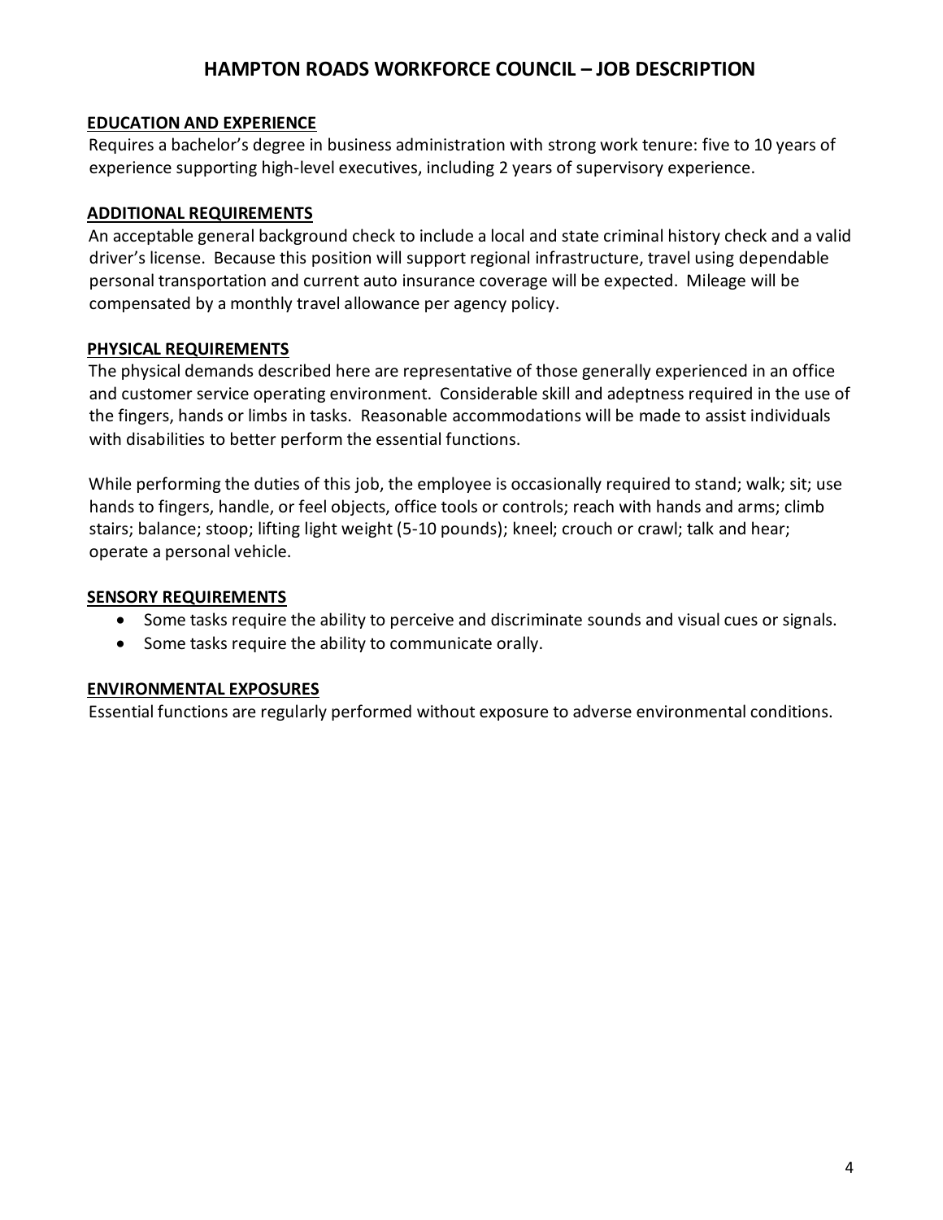## HAMPTON ROADS WORKFORCE COUNCIL – JOB DESCRIPTION

**EDUCATION AND EXPERIENCE**

Requires a bachelor's degree in business administration with strong work tenure: five to 10 years of experience supporting high-level executives, including 2 years of supervisory experience.

**ADDITIONAL REQUIREMENTS**

An acceptable general background check to include a local and state criminal history check and a valid driver's license. Because this position will support regional infrastructure, travel using dependable personal transportation and current auto insurance coverage will be expected. Mileage will be compensated by a monthly travel allowance per agency policy.

**PHYSICAL REQUIREMENTS**

The physical demands described here are representative of those generally experienced in an office and customer service operating environment. Considerable skill and adeptness required in the use of the fingers, hands or limbs in tasks. Reasonable accommodations will be made to assist individuals with disabilities to better perform the essential functions.

While performing the duties of this job, the employee is occasionally required to stand; walk; sit; use hands to fingers, handle, or feel objects, office tools or controls; reach with hands and arms; climb stairs; balance; stoop; lifting light weight (5-10 pounds); kneel; crouch or crawl; talk and hear; operate a personal vehicle.

**SENSORY REQUIREMENTS**

- Some tasks require the ability to perceive and discriminate sounds and visual cues or signals.
- Some tasks require the ability to communicate orally.

**ENVIRONMENTAL EXPOSURES**

Essential functions are regularly performed without exposure to adverse environmental conditions.